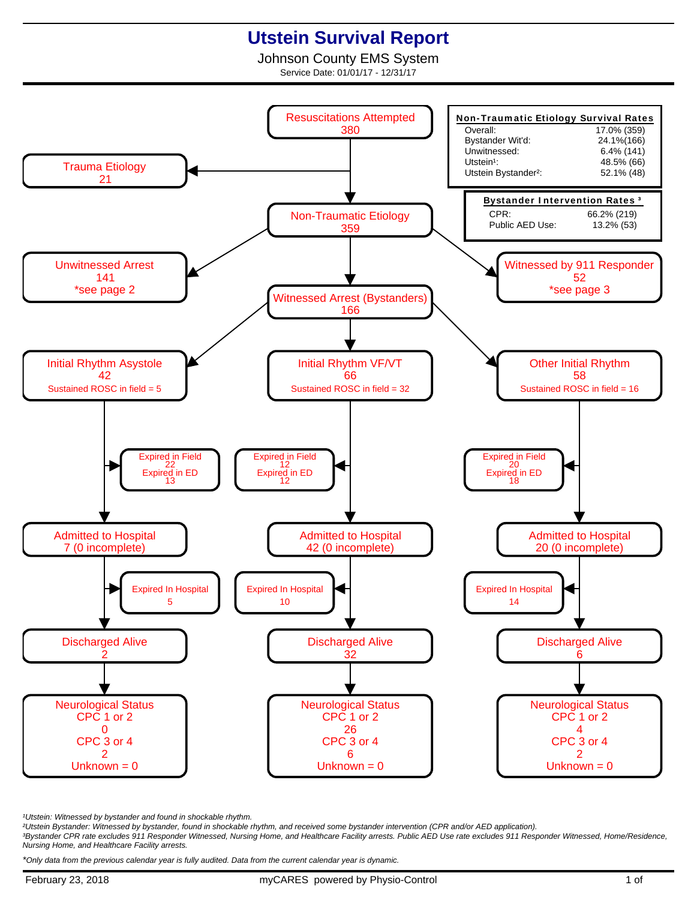# Utstein Survival Report

Johnson County EMS System

Service Date: 01/01/17 - 12/31/17

| Non-Traumatic Etiology Survival Rates | |
|---|---|
| Overall: | 17.0% (359) |
| Bystander Wit'd: | 24.1%(166) |
| Unwitnessed: | 6.4% (141) |
| Utstein[1]: | 48.5% (66) |
| Utstein Bystander[2]: | 52.1% (48) |

| Bystander Intervention Rates [3] | |
|---|---|
| CPR: | 66.2% (219) |
| Public AED Use: | 13.2% (53) |

**Resuscitations Attempted**
380

→ **Trauma Etiology**
21

→ **Non-Traumatic Etiology**
359

- **Unwitnessed Arrest**
  141
  *see page 2
- **Witnessed by 911 Responder**
  52
  *see page 3
- **Witnessed Arrest (Bystanders)**
  166

| | Initial Rhythm Asystole | Initial Rhythm VF/VT | Other Initial Rhythm |
|---|---|---|---|
| Total | 42 | 66 | 58 |
| Sustained ROSC in field | 5 | 32 | 16 |
| Expired in Field | 22 | 12 | 20 |
| Expired in ED | 13 | 12 | 18 |
| Admitted to Hospital | 7 (0 incomplete) | 42 (0 incomplete) | 20 (0 incomplete) |
| Expired In Hospital | 5 | 10 | 14 |
| Discharged Alive | 2 | 32 | 6 |
| Neurological Status CPC 1 or 2 | 0 | 26 | 4 |
| Neurological Status CPC 3 or 4 | 2 | 6 | 2 |
| Unknown | 0 | 0 | 0 |

*[1]Utstein: Witnessed by bystander and found in shockable rhythm.*
*[2]Utstein Bystander: Witnessed by bystander, found in shockable rhythm, and received some bystander intervention (CPR and/or AED application).*
*[3]Bystander CPR rate excludes 911 Responder Witnessed, Nursing Home, and Healthcare Facility arrests. Public AED Use rate excludes 911 Responder Witnessed, Home/Residence, Nursing Home, and Healthcare Facility arrests.*

**Only data from the previous calendar year is fully audited. Data from the current calendar year is dynamic.*

February 23, 2018 — myCARES powered by Physio-Control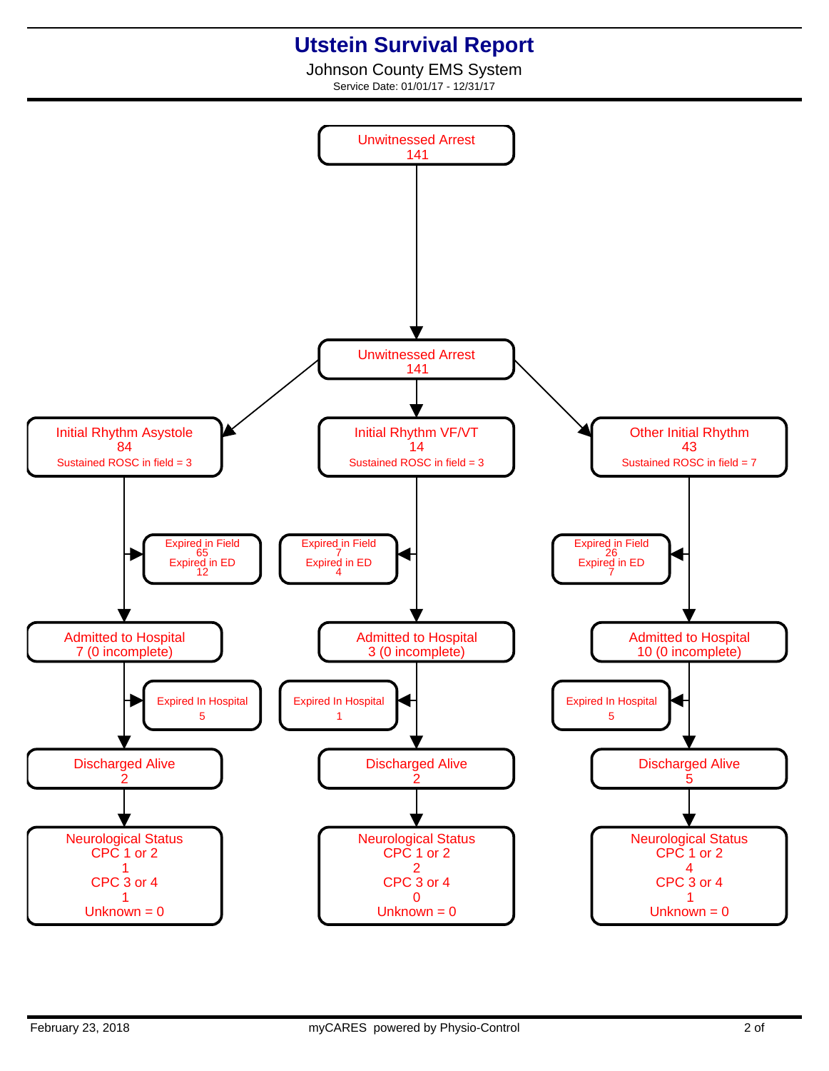# Utstein Survival Report

Johnson County EMS System

Service Date: 01/01/17 - 12/31/17

**Unwitnessed Arrest**
141

**Unwitnessed Arrest**
141

| | Initial Rhythm Asystole | Initial Rhythm VF/VT | Other Initial Rhythm |
|---|---|---|---|
| Total | 84 | 14 | 43 |
| Sustained ROSC in field | 3 | 3 | 7 |
| Expired in Field | 65 | 7 | 26 |
| Expired in ED | 12 | 4 | 7 |
| Admitted to Hospital | 7 (0 incomplete) | 3 (0 incomplete) | 10 (0 incomplete) |
| Expired In Hospital | 5 | 1 | 5 |
| Discharged Alive | 2 | 2 | 5 |
| Neurological Status CPC 1 or 2 | 1 | 2 | 4 |
| Neurological Status CPC 3 or 4 | 1 | 0 | 1 |
| Neurological Status Unknown | 0 | 0 | 0 |

February 23, 2018 — myCARES powered by Physio-Control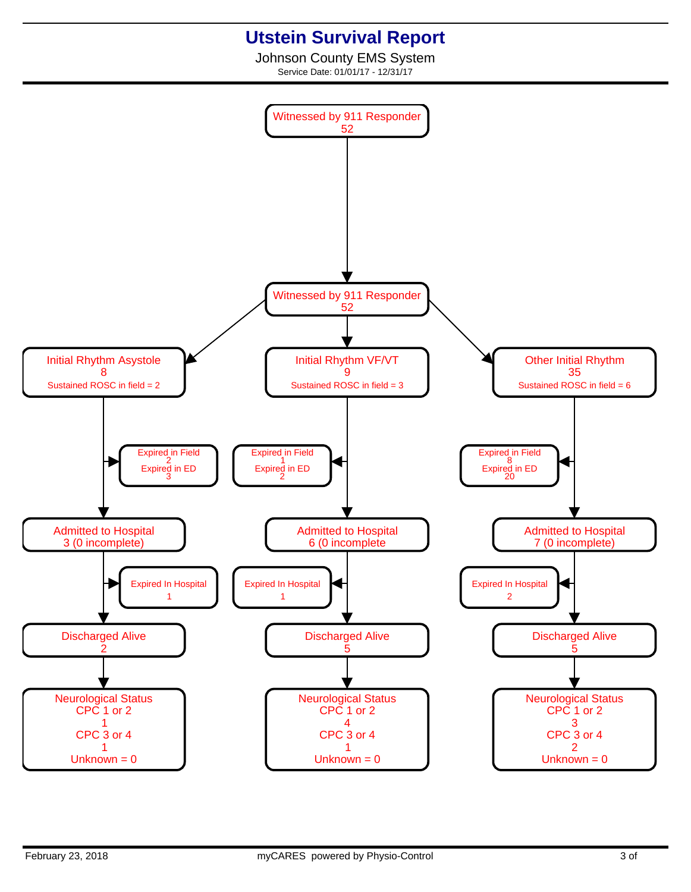# Utstein Survival Report

Johnson County EMS System

Service Date: 01/01/17 - 12/31/17

Witnessed by 911 Responder
52

Witnessed by 911 Responder
52

Initial Rhythm Asystole
8
Sustained ROSC in field = 2

Initial Rhythm VF/VT
9
Sustained ROSC in field = 3

Other Initial Rhythm
35
Sustained ROSC in field = 6

Expired in Field
2
Expired in ED
3

Expired in Field
1
Expired in ED
2

Expired in Field
8
Expired in ED
20

Admitted to Hospital
3 (0 incomplete)

Admitted to Hospital
6 (0 incomplete

Admitted to Hospital
7 (0 incomplete)

Expired In Hospital
1

Expired In Hospital
1

Expired In Hospital
2

Discharged Alive
2

Discharged Alive
5

Discharged Alive
5

Neurological Status
CPC 1 or 2
1
CPC 3 or 4
1
Unknown = 0

Neurological Status
CPC 1 or 2
4
CPC 3 or 4
1
Unknown = 0

Neurological Status
CPC 1 or 2
3
CPC 3 or 4
2
Unknown = 0

February 23, 2018 — myCARES powered by Physio-Control